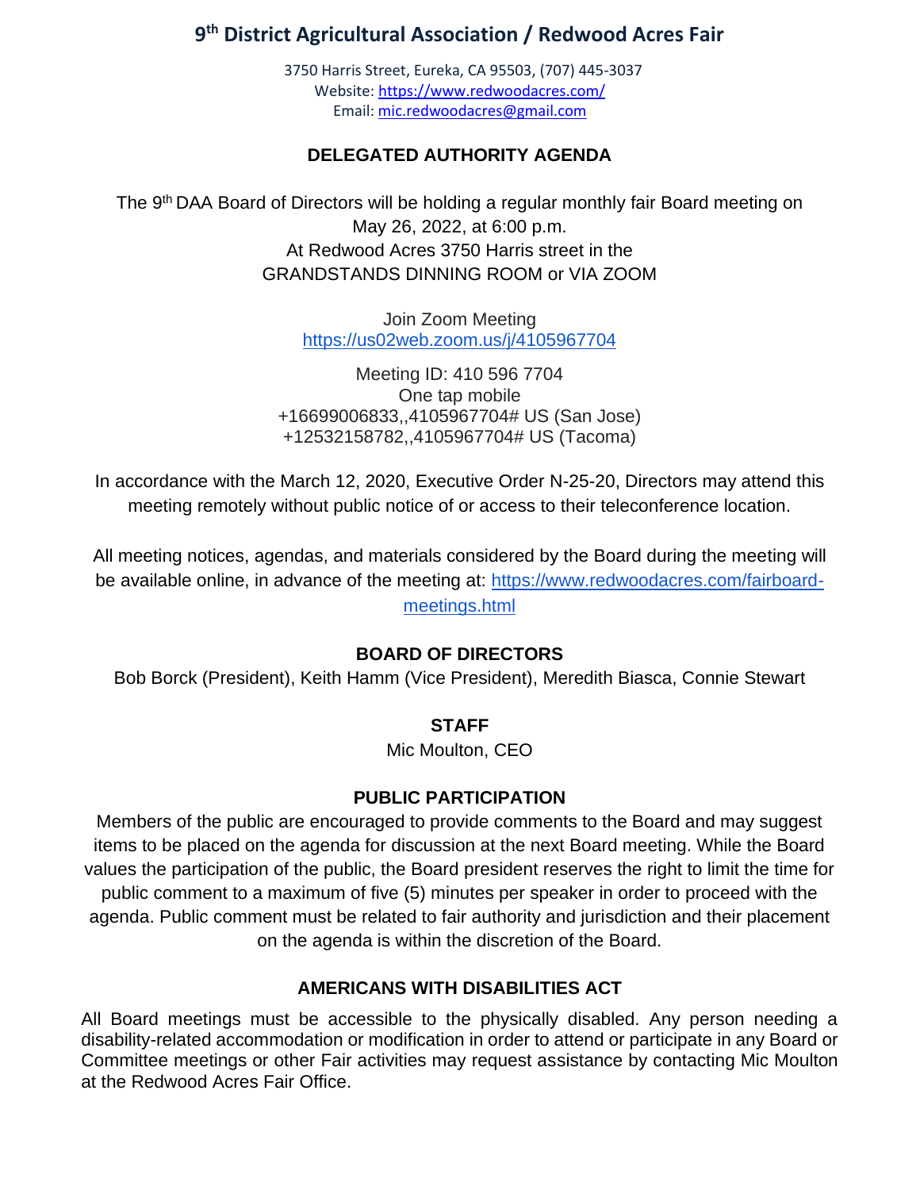# 9th District Agricultural Association / Redwood Acres Fair

3750 Harris Street, Eureka, CA 95503, (707) 445-3037
Website: https://www.redwoodacres.com/
Email: mic.redwoodacres@gmail.com

## DELEGATED AUTHORITY AGENDA

The 9th DAA Board of Directors will be holding a regular monthly fair Board meeting on May 26, 2022, at 6:00 p.m.
At Redwood Acres 3750 Harris street in the
GRANDSTANDS DINNING ROOM or VIA ZOOM

Join Zoom Meeting
https://us02web.zoom.us/j/4105967704

Meeting ID: 410 596 7704
One tap mobile
+16699006833,,4105967704# US (San Jose)
+12532158782,,4105967704# US (Tacoma)

In accordance with the March 12, 2020, Executive Order N-25-20, Directors may attend this meeting remotely without public notice of or access to their teleconference location.

All meeting notices, agendas, and materials considered by the Board during the meeting will be available online, in advance of the meeting at: https://www.redwoodacres.com/fairboard-meetings.html

### BOARD OF DIRECTORS

Bob Borck (President), Keith Hamm (Vice President), Meredith Biasca, Connie Stewart

### STAFF

Mic Moulton, CEO

### PUBLIC PARTICIPATION

Members of the public are encouraged to provide comments to the Board and may suggest items to be placed on the agenda for discussion at the next Board meeting. While the Board values the participation of the public, the Board president reserves the right to limit the time for public comment to a maximum of five (5) minutes per speaker in order to proceed with the agenda. Public comment must be related to fair authority and jurisdiction and their placement on the agenda is within the discretion of the Board.

### AMERICANS WITH DISABILITIES ACT

All Board meetings must be accessible to the physically disabled. Any person needing a disability-related accommodation or modification in order to attend or participate in any Board or Committee meetings or other Fair activities may request assistance by contacting Mic Moulton at the Redwood Acres Fair Office.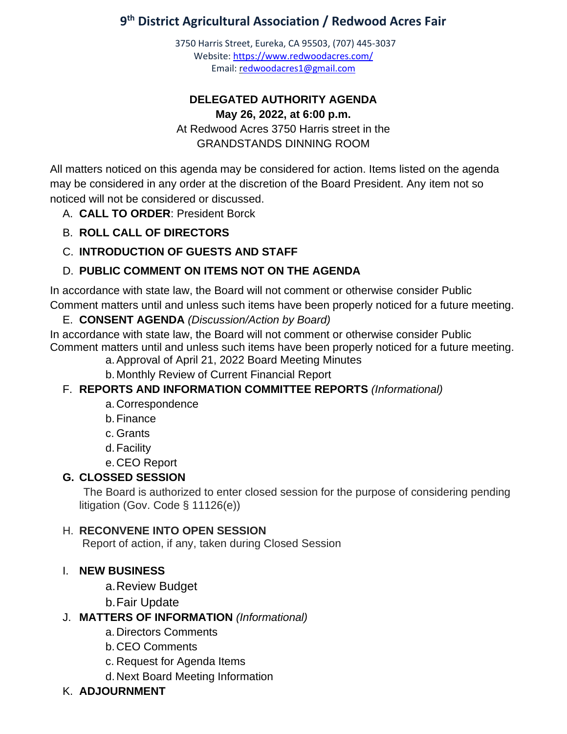# 9th District Agricultural Association / Redwood Acres Fair

3750 Harris Street, Eureka, CA 95503, (707) 445-3037
Website: https://www.redwoodacres.com/
Email: redwoodacres1@gmail.com

**DELEGATED AUTHORITY AGENDA**
**May 26, 2022, at 6:00 p.m.**
At Redwood Acres 3750 Harris street in the
GRANDSTANDS DINNING ROOM

All matters noticed on this agenda may be considered for action. Items listed on the agenda may be considered in any order at the discretion of the Board President. Any item not so noticed will not be considered or discussed.

A. **CALL TO ORDER**: President Borck

B. **ROLL CALL OF DIRECTORS**

C. **INTRODUCTION OF GUESTS AND STAFF**

D. **PUBLIC COMMENT ON ITEMS NOT ON THE AGENDA**

In accordance with state law, the Board will not comment or otherwise consider Public Comment matters until and unless such items have been properly noticed for a future meeting.

E. **CONSENT AGENDA** *(Discussion/Action by Board)*

In accordance with state law, the Board will not comment or otherwise consider Public Comment matters until and unless such items have been properly noticed for a future meeting.

a. Approval of April 21, 2022 Board Meeting Minutes
b. Monthly Review of Current Financial Report

F. **REPORTS AND INFORMATION COMMITTEE REPORTS** *(Informational)*

a. Correspondence
b. Finance
c. Grants
d. Facility
e. CEO Report

**G. CLOSSED SESSION**

The Board is authorized to enter closed session for the purpose of considering pending litigation (Gov. Code § 11126(e))

H. **RECONVENE INTO OPEN SESSION**

Report of action, if any, taken during Closed Session

I. **NEW BUSINESS**

a. Review Budget
b. Fair Update

J. **MATTERS OF INFORMATION** *(Informational)*

a. Directors Comments
b. CEO Comments
c. Request for Agenda Items
d. Next Board Meeting Information

K. **ADJOURNMENT**